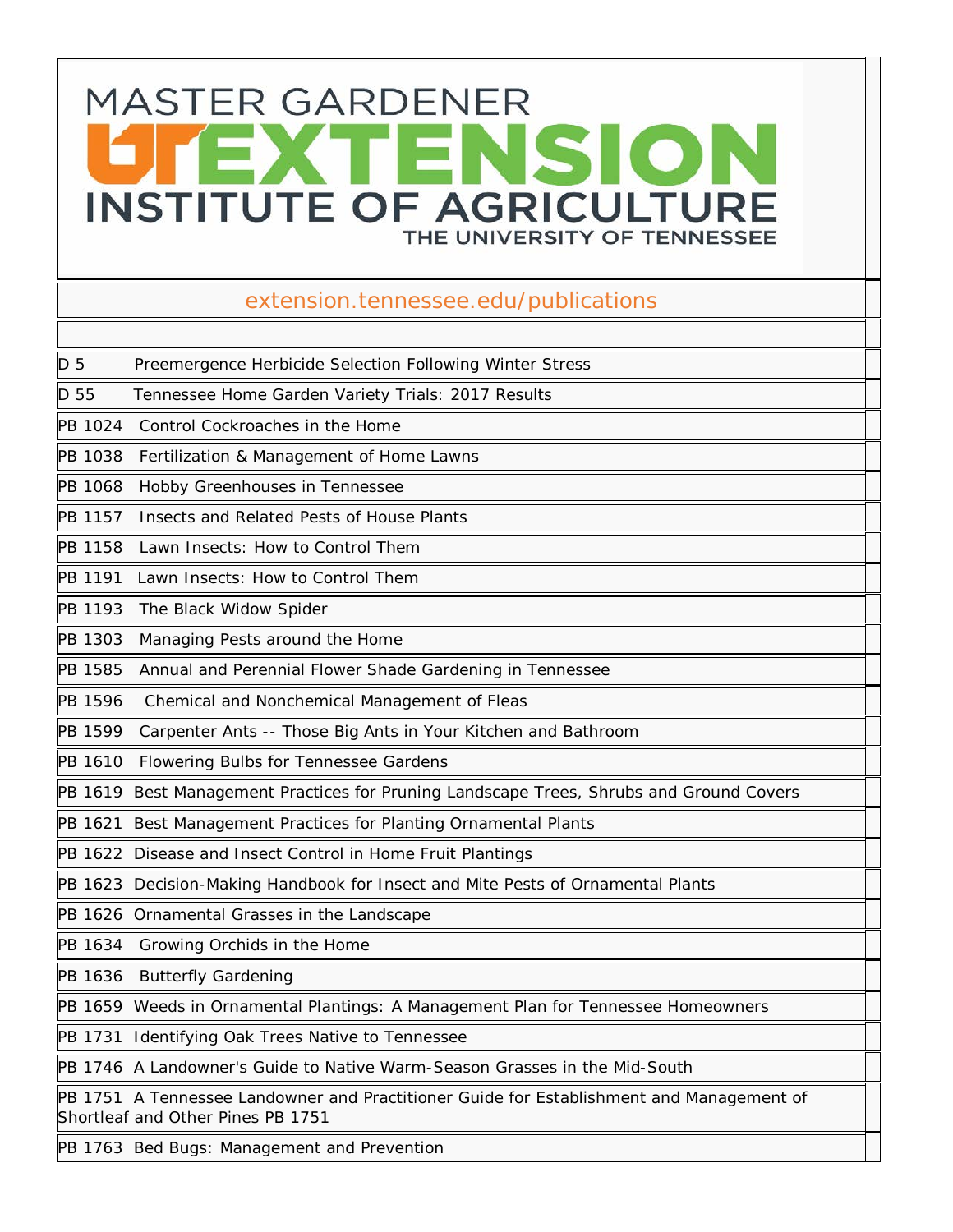# MASTER GARDENER

## UT EXTENSION
## INSTITUTE OF AGRICULTURE
### THE UNIVERSITY OF TENNESSEE

extension.tennessee.edu/publications

| | |
|---|---|
| D 5 | Preemergence Herbicide Selection Following Winter Stress |
| D 55 | Tennessee Home Garden Variety Trials: 2017 Results |
| PB 1024 | Control Cockroaches in the Home |
| PB 1038 | Fertilization & Management of Home Lawns |
| PB 1068 | Hobby Greenhouses in Tennessee |
| PB 1157 | Insects and Related Pests of House Plants |
| PB 1158 | Lawn Insects: How to Control Them |
| PB 1191 | Lawn Insects: How to Control Them |
| PB 1193 | The Black Widow Spider |
| PB 1303 | Managing Pests around the Home |
| PB 1585 | Annual and Perennial Flower Shade Gardening in Tennessee |
| PB 1596 | Chemical and Nonchemical Management of Fleas |
| PB 1599 | Carpenter Ants -- Those Big Ants in Your Kitchen and Bathroom |
| PB 1610 | Flowering Bulbs for Tennessee Gardens |
| PB 1619 | Best Management Practices for Pruning Landscape Trees, Shrubs and Ground Covers |
| PB 1621 | Best Management Practices for Planting Ornamental Plants |
| PB 1622 | Disease and Insect Control in Home Fruit Plantings |
| PB 1623 | Decision-Making Handbook for Insect and Mite Pests of Ornamental Plants |
| PB 1626 | Ornamental Grasses in the Landscape |
| PB 1634 | Growing Orchids in the Home |
| PB 1636 | Butterfly Gardening |
| PB 1659 | Weeds in Ornamental Plantings: A Management Plan for Tennessee Homeowners |
| PB 1731 | Identifying Oak Trees Native to Tennessee |
| PB 1746 | A Landowner's Guide to Native Warm-Season Grasses in the Mid-South |
| PB 1751 | A Tennessee Landowner and Practitioner Guide for Establishment and Management of Shortleaf and Other Pines PB 1751 |
| PB 1763 | Bed Bugs: Management and Prevention |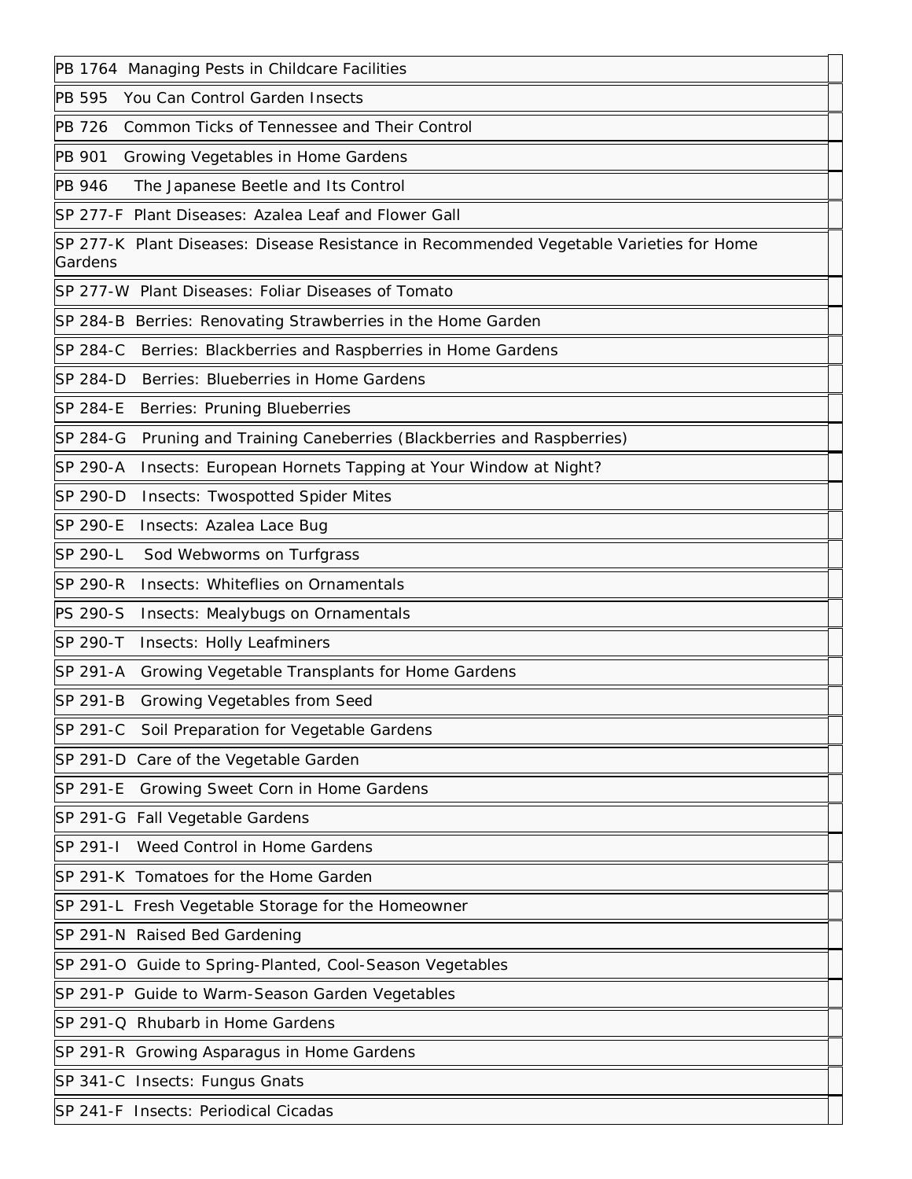| | |
|---|---|
| PB 1764 Managing Pests in Childcare Facilities | |
| PB 595 You Can Control Garden Insects | |
| PB 726 Common Ticks of Tennessee and Their Control | |
| PB 901 Growing Vegetables in Home Gardens | |
| PB 946 The Japanese Beetle and Its Control | |
| SP 277-F Plant Diseases: Azalea Leaf and Flower Gall | |
| SP 277-K Plant Diseases: Disease Resistance in Recommended Vegetable Varieties for Home Gardens | |
| SP 277-W Plant Diseases: Foliar Diseases of Tomato | |
| SP 284-B Berries: Renovating Strawberries in the Home Garden | |
| SP 284-C Berries: Blackberries and Raspberries in Home Gardens | |
| SP 284-D Berries: Blueberries in Home Gardens | |
| SP 284-E Berries: Pruning Blueberries | |
| SP 284-G Pruning and Training Caneberries (Blackberries and Raspberries) | |
| SP 290-A Insects: European Hornets Tapping at Your Window at Night? | |
| SP 290-D Insects: Twospotted Spider Mites | |
| SP 290-E Insects: Azalea Lace Bug | |
| SP 290-L Sod Webworms on Turfgrass | |
| SP 290-R Insects: Whiteflies on Ornamentals | |
| PS 290-S Insects: Mealybugs on Ornamentals | |
| SP 290-T Insects: Holly Leafminers | |
| SP 291-A Growing Vegetable Transplants for Home Gardens | |
| SP 291-B Growing Vegetables from Seed | |
| SP 291-C Soil Preparation for Vegetable Gardens | |
| SP 291-D Care of the Vegetable Garden | |
| SP 291-E Growing Sweet Corn in Home Gardens | |
| SP 291-G Fall Vegetable Gardens | |
| SP 291-I Weed Control in Home Gardens | |
| SP 291-K Tomatoes for the Home Garden | |
| SP 291-L Fresh Vegetable Storage for the Homeowner | |
| SP 291-N Raised Bed Gardening | |
| SP 291-O Guide to Spring-Planted, Cool-Season Vegetables | |
| SP 291-P Guide to Warm-Season Garden Vegetables | |
| SP 291-Q Rhubarb in Home Gardens | |
| SP 291-R Growing Asparagus in Home Gardens | |
| SP 341-C Insects: Fungus Gnats | |
| SP 241-F Insects: Periodical Cicadas | |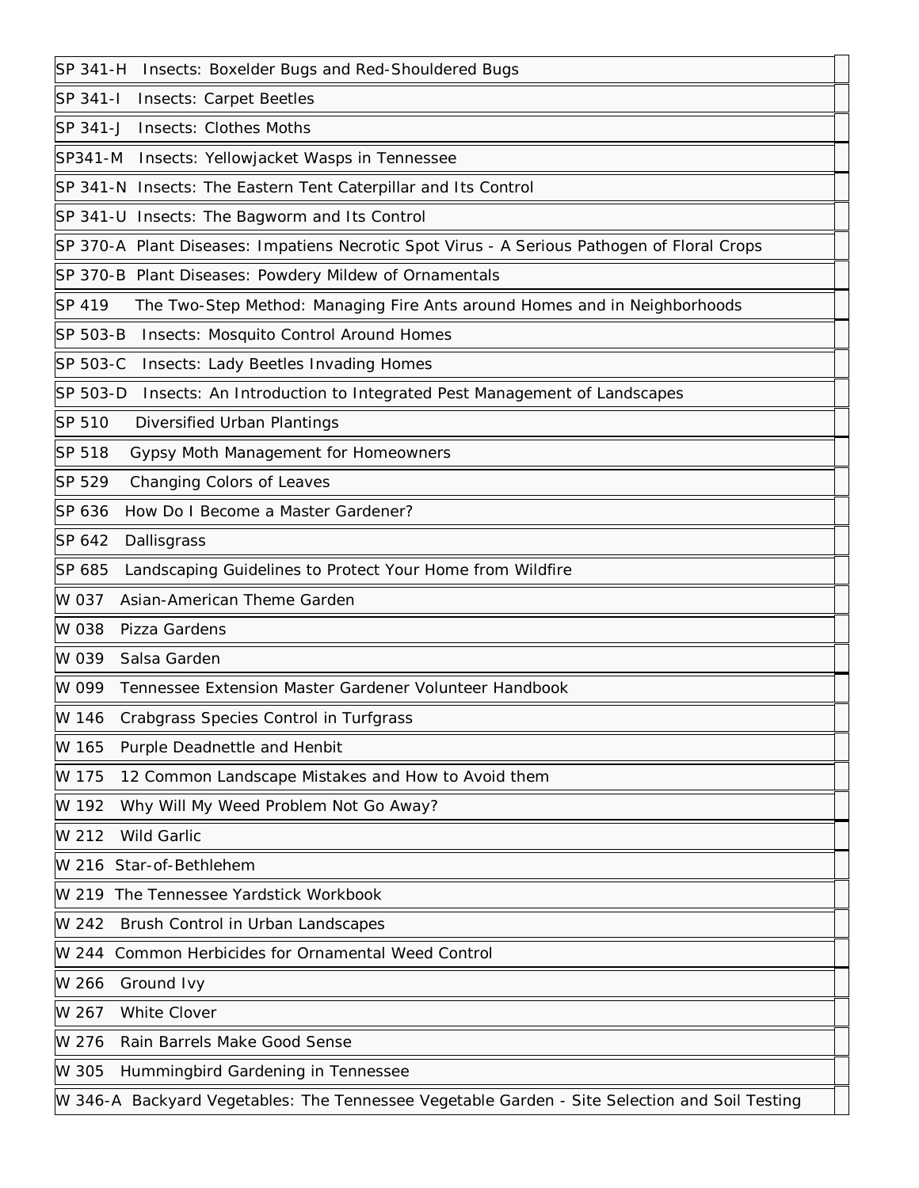| | |
|---|---|
| SP 341-H  Insects: Boxelder Bugs and Red-Shouldered Bugs | |
| SP 341-I  Insects: Carpet Beetles | |
| SP 341-J  Insects: Clothes Moths | |
| SP341-M  Insects: Yellowjacket Wasps in Tennessee | |
| SP 341-N  Insects: The Eastern Tent Caterpillar and Its Control | |
| SP 341-U  Insects: The Bagworm and Its Control | |
| SP 370-A  Plant Diseases: Impatiens Necrotic Spot Virus - A Serious Pathogen of Floral Crops | |
| SP 370-B  Plant Diseases: Powdery Mildew of Ornamentals | |
| SP 419  The Two-Step Method: Managing Fire Ants around Homes and in Neighborhoods | |
| SP 503-B  Insects: Mosquito Control Around Homes | |
| SP 503-C  Insects: Lady Beetles Invading Homes | |
| SP 503-D  Insects: An Introduction to Integrated Pest Management of Landscapes | |
| SP 510  Diversified Urban Plantings | |
| SP 518  Gypsy Moth Management for Homeowners | |
| SP 529  Changing Colors of Leaves | |
| SP 636  How Do I Become a Master Gardener? | |
| SP 642  Dallisgrass | |
| SP 685  Landscaping Guidelines to Protect Your Home from Wildfire | |
| W 037  Asian-American Theme Garden | |
| W 038  Pizza Gardens | |
| W 039  Salsa Garden | |
| W 099  Tennessee Extension Master Gardener Volunteer Handbook | |
| W 146  Crabgrass Species Control in Turfgrass | |
| W 165  Purple Deadnettle and Henbit | |
| W 175  12 Common Landscape Mistakes and How to Avoid them | |
| W 192  Why Will My Weed Problem Not Go Away? | |
| W 212  Wild Garlic | |
| W 216  Star-of-Bethlehem | |
| W 219  The Tennessee Yardstick Workbook | |
| W 242  Brush Control in Urban Landscapes | |
| W 244  Common Herbicides for Ornamental Weed Control | |
| W 266  Ground Ivy | |
| W 267  White Clover | |
| W 276  Rain Barrels Make Good Sense | |
| W 305  Hummingbird Gardening in Tennessee | |
| W 346-A  Backyard Vegetables: The Tennessee Vegetable Garden - Site Selection and Soil Testing | |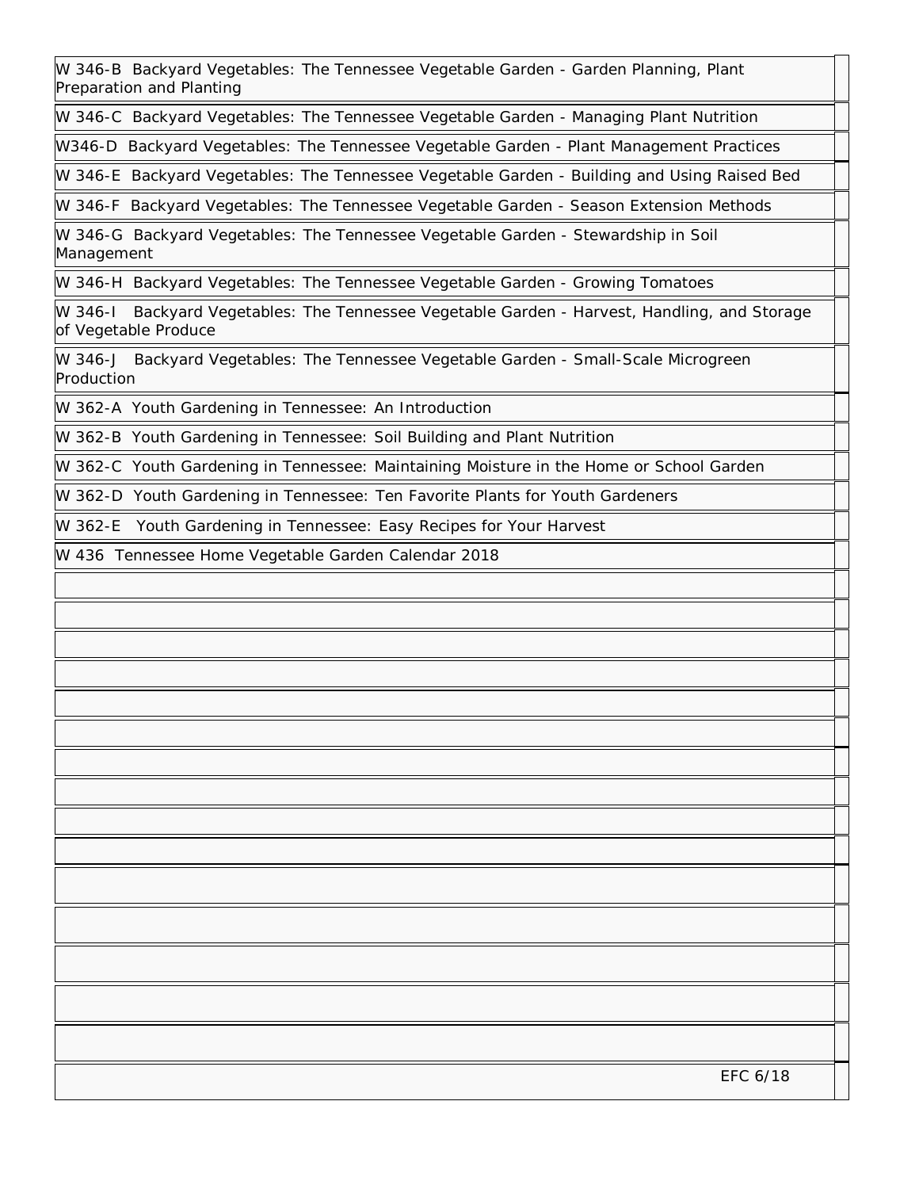| | |
|---|---|
| W 346-B  Backyard Vegetables: The Tennessee Vegetable Garden - Garden Planning, Plant Preparation and Planting | |
| W 346-C  Backyard Vegetables: The Tennessee Vegetable Garden - Managing Plant Nutrition | |
| W346-D  Backyard Vegetables: The Tennessee Vegetable Garden - Plant Management Practices | |
| W 346-E  Backyard Vegetables: The Tennessee Vegetable Garden - Building and Using Raised Bed | |
| W 346-F  Backyard Vegetables: The Tennessee Vegetable Garden - Season Extension Methods | |
| W 346-G  Backyard Vegetables: The Tennessee Vegetable Garden - Stewardship in Soil Management | |
| W 346-H  Backyard Vegetables: The Tennessee Vegetable Garden - Growing Tomatoes | |
| W 346-I  Backyard Vegetables: The Tennessee Vegetable Garden - Harvest, Handling, and Storage of Vegetable Produce | |
| W 346-J  Backyard Vegetables: The Tennessee Vegetable Garden - Small-Scale Microgreen Production | |
| W 362-A  Youth Gardening in Tennessee: An Introduction | |
| W 362-B  Youth Gardening in Tennessee: Soil Building and Plant Nutrition | |
| W 362-C  Youth Gardening in Tennessee: Maintaining Moisture in the Home or School Garden | |
| W 362-D  Youth Gardening in Tennessee: Ten Favorite Plants for Youth Gardeners | |
| W 362-E  Youth Gardening in Tennessee: Easy Recipes for Your Harvest | |
| W 436  Tennessee Home Vegetable Garden Calendar 2018 | |
| | |
| | |
| | |
| | |
| | |
| | |
| | |
| | |
| | |
| | |
| | |
| | |
| | |
| | |
| | |
| EFC 6/18 | |